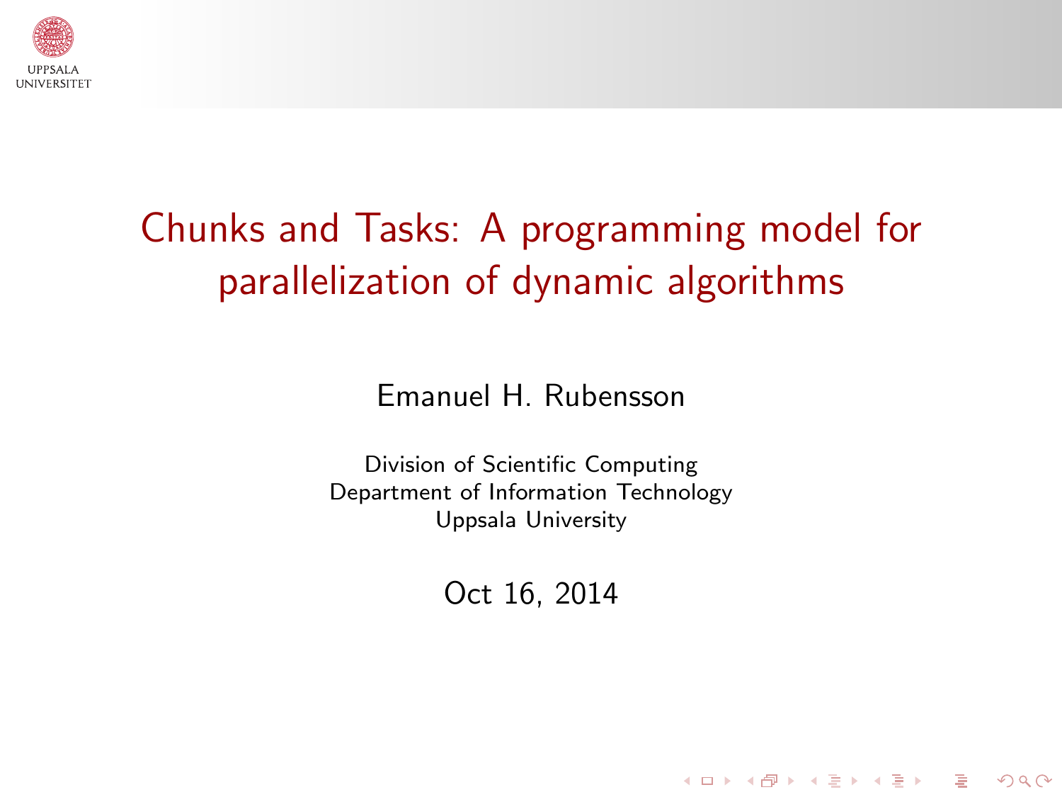# Chunks and Tasks: A programming model for parallelization of dynamic algorithms

Emanuel H. Rubensson

Division of Scientific Computing
Department of Information Technology
Uppsala University

Oct 16, 2014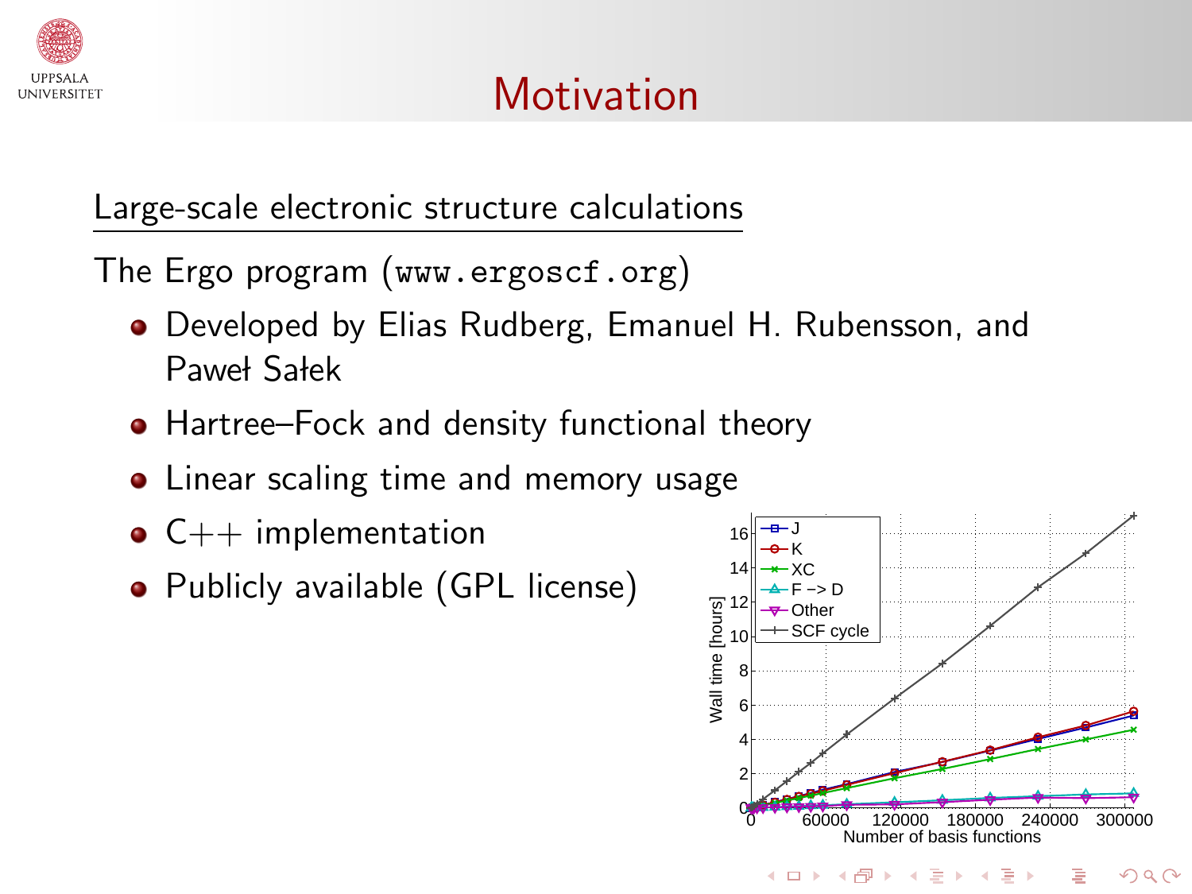# Motivation

## Large-scale electronic structure calculations

The Ergo program (`www.ergoscf.org`)

- Developed by Elias Rudberg, Emanuel H. Rubensson, and Paweł Sałek
- Hartree–Fock and density functional theory
- Linear scaling time and memory usage
- C++ implementation
- Publicly available (GPL license)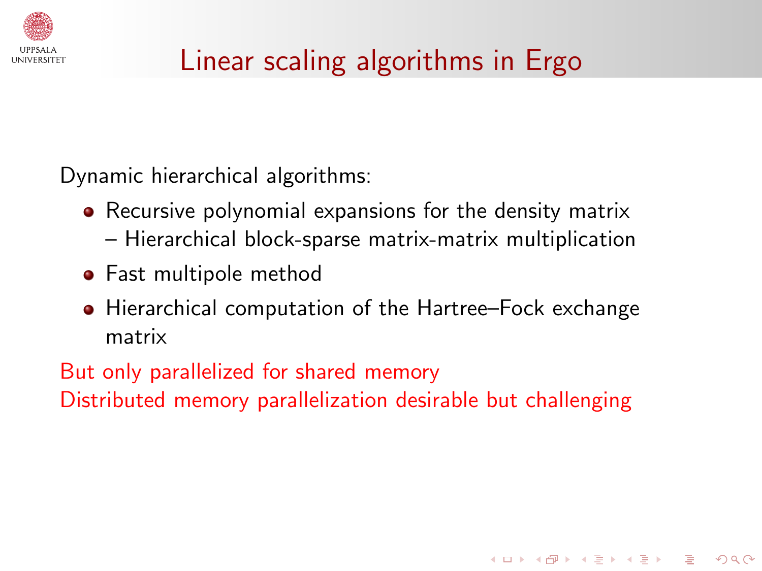# Linear scaling algorithms in Ergo

Dynamic hierarchical algorithms:

- Recursive polynomial expansions for the density matrix
  – Hierarchical block-sparse matrix-matrix multiplication
- Fast multipole method
- Hierarchical computation of the Hartree–Fock exchange matrix

But only parallelized for shared memory
Distributed memory parallelization desirable but challenging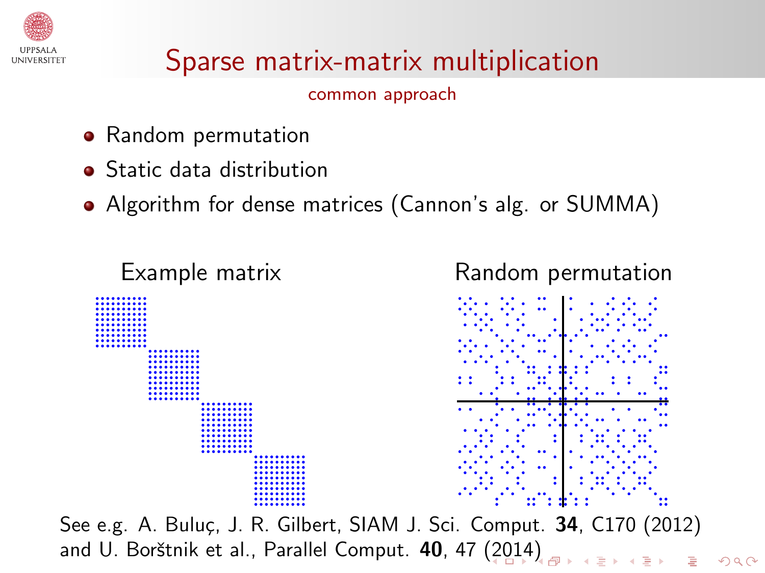# Sparse matrix-matrix multiplication

common approach

- Random permutation
- Static data distribution
- Algorithm for dense matrices (Cannon's alg. or SUMMA)

Example matrix

Random permutation

See e.g. A. Buluç, J. R. Gilbert, SIAM J. Sci. Comput. **34**, C170 (2012) and U. Borštnik et al., Parallel Comput. **40**, 47 (2014)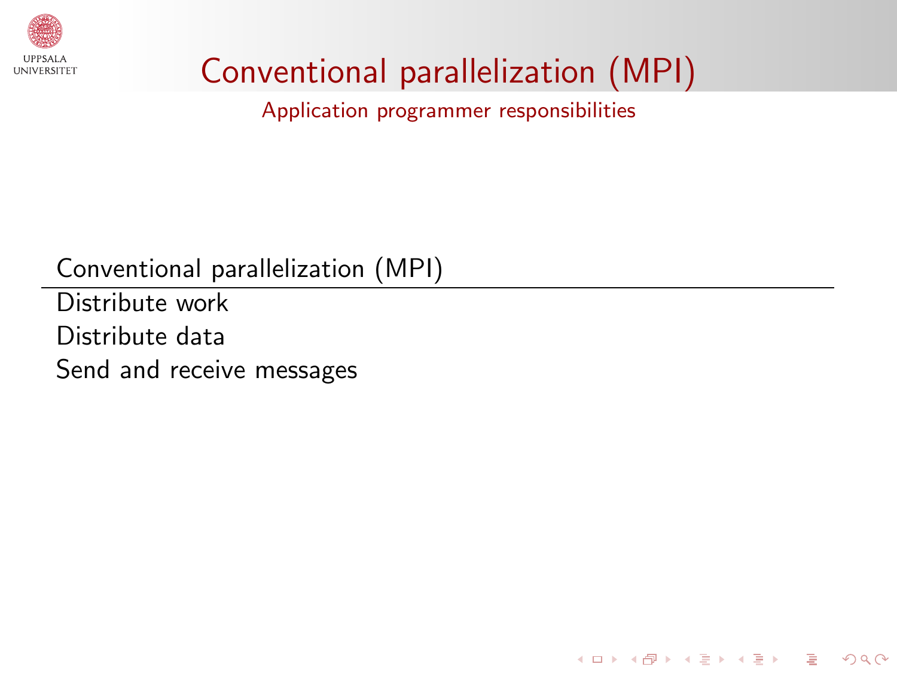# Conventional parallelization (MPI)

## Application programmer responsibilities

| Conventional parallelization (MPI) |
|---|
| Distribute work |
| Distribute data |
| Send and receive messages |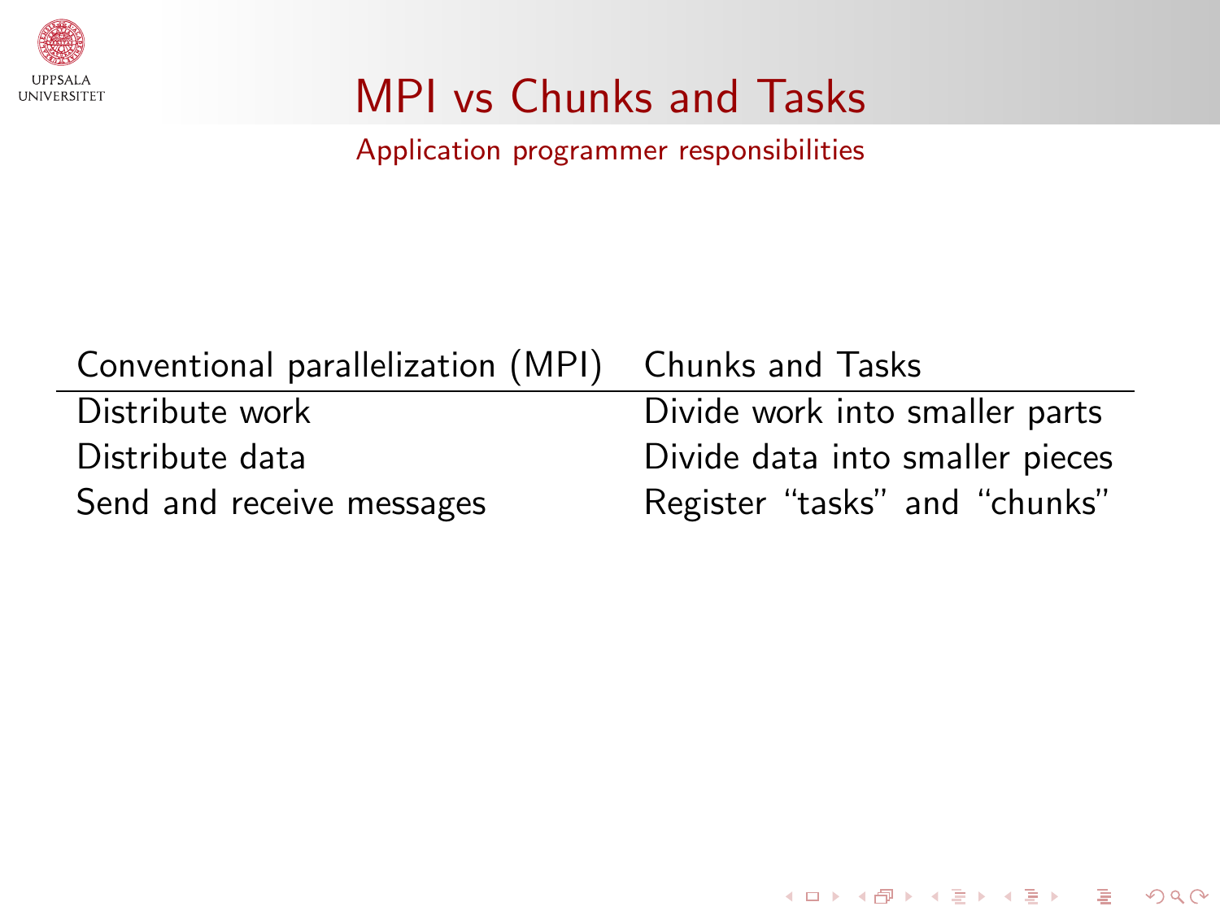# MPI vs Chunks and Tasks

## Application programmer responsibilities

| Conventional parallelization (MPI) | Chunks and Tasks |
|---|---|
| Distribute work | Divide work into smaller parts |
| Distribute data | Divide data into smaller pieces |
| Send and receive messages | Register “tasks” and “chunks” |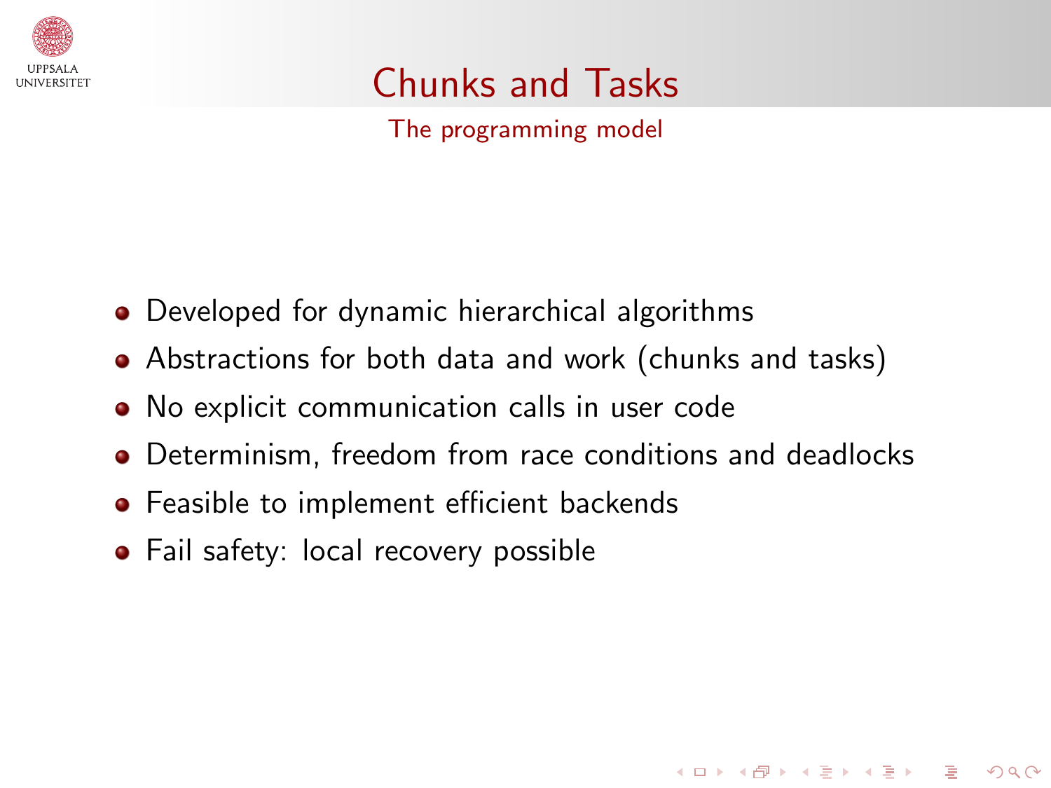# Chunks and Tasks

## The programming model

- Developed for dynamic hierarchical algorithms
- Abstractions for both data and work (chunks and tasks)
- No explicit communication calls in user code
- Determinism, freedom from race conditions and deadlocks
- Feasible to implement efficient backends
- Fail safety: local recovery possible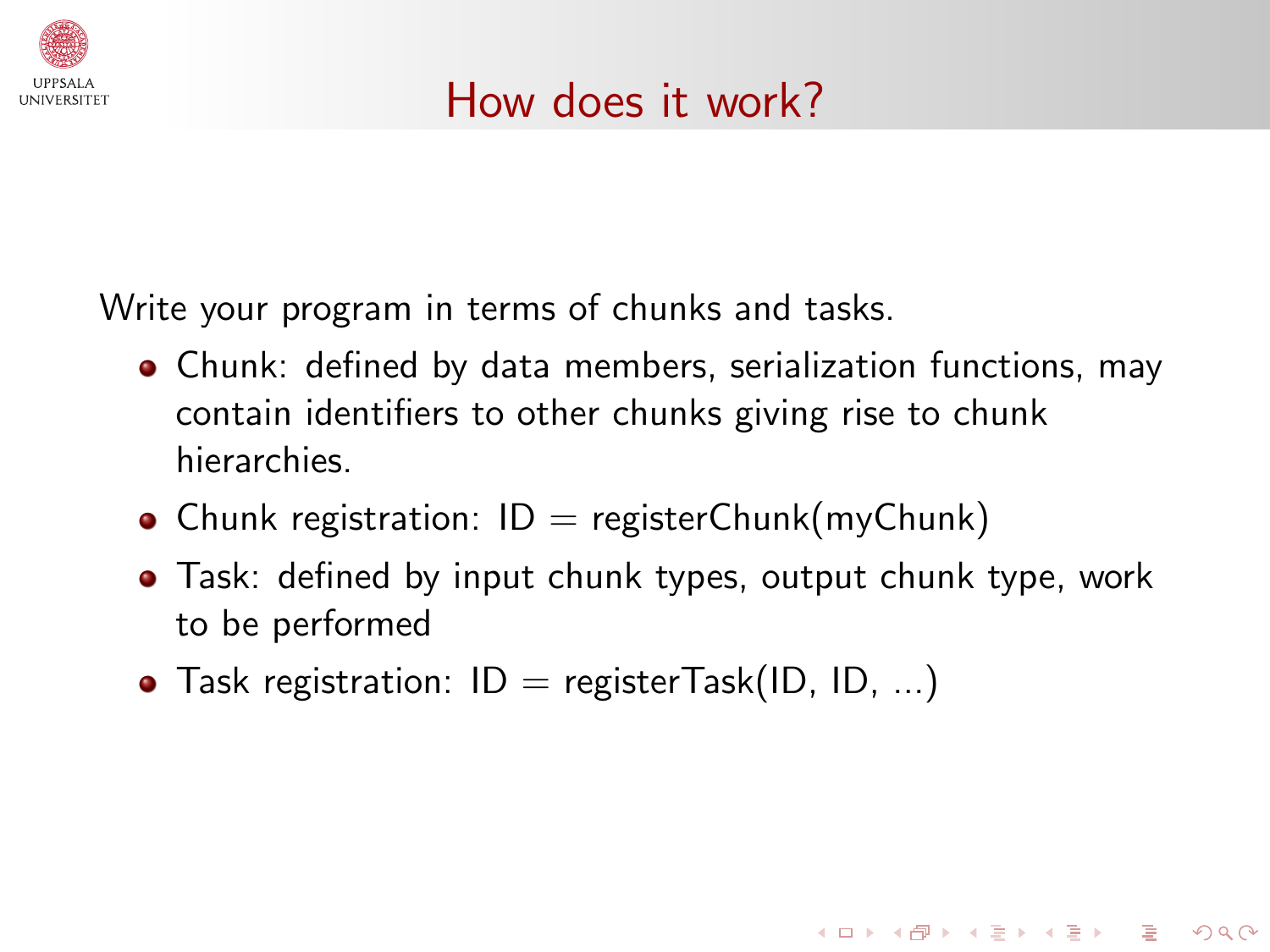# How does it work?

Write your program in terms of chunks and tasks.

- Chunk: defined by data members, serialization functions, may contain identifiers to other chunks giving rise to chunk hierarchies.
- Chunk registration: ID = registerChunk(myChunk)
- Task: defined by input chunk types, output chunk type, work to be performed
- Task registration: ID = registerTask(ID, ID, ...)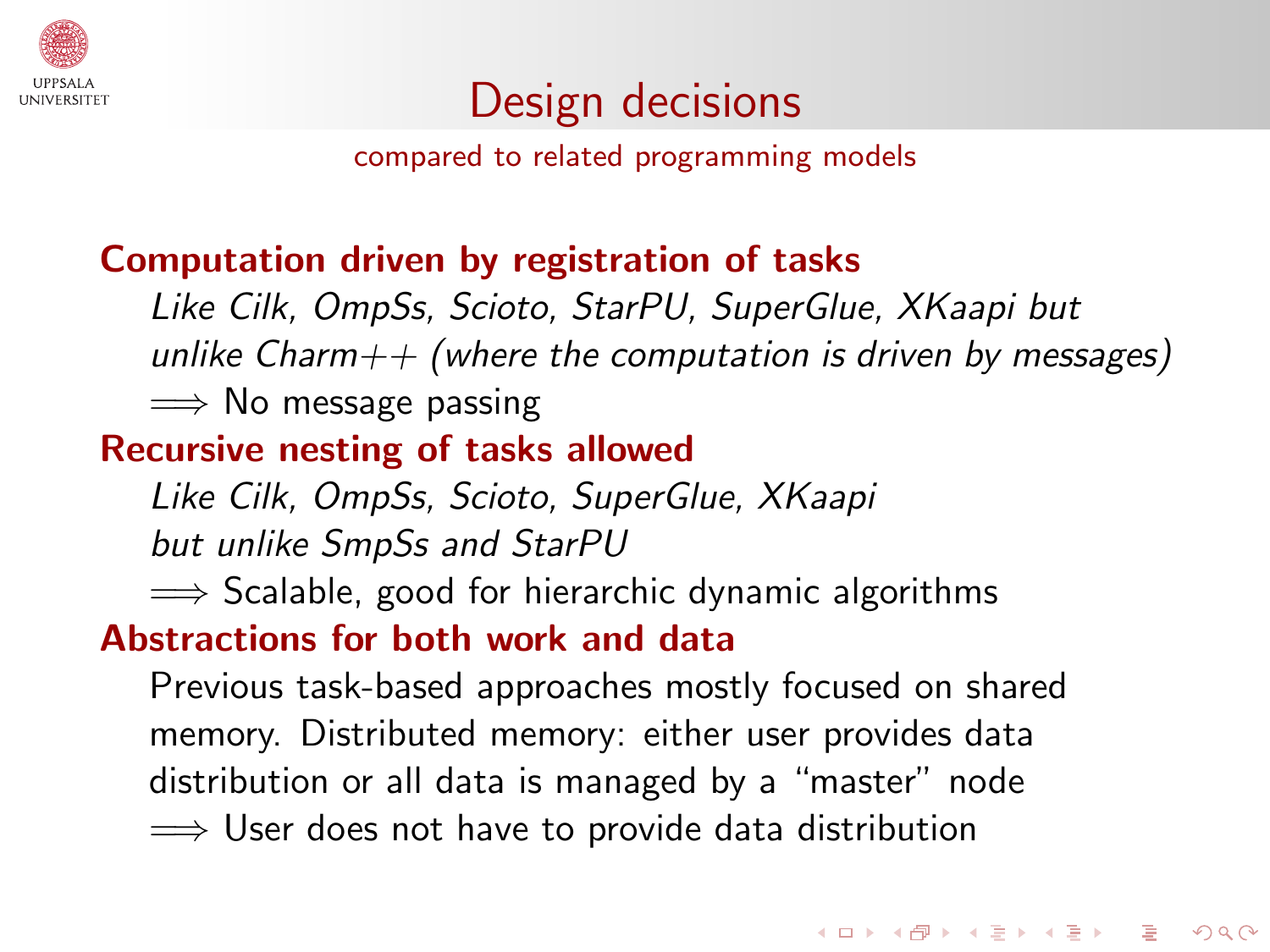# Design decisions

compared to related programming models

**Computation driven by registration of tasks**

*Like Cilk, OmpSs, Scioto, StarPU, SuperGlue, XKaapi but unlike Charm++ (where the computation is driven by messages)*

$\Longrightarrow$ No message passing

**Recursive nesting of tasks allowed**

*Like Cilk, OmpSs, Scioto, SuperGlue, XKaapi but unlike SmpSs and StarPU*

$\Longrightarrow$ Scalable, good for hierarchic dynamic algorithms

**Abstractions for both work and data**

Previous task-based approaches mostly focused on shared memory. Distributed memory: either user provides data distribution or all data is managed by a "master" node

$\Longrightarrow$ User does not have to provide data distribution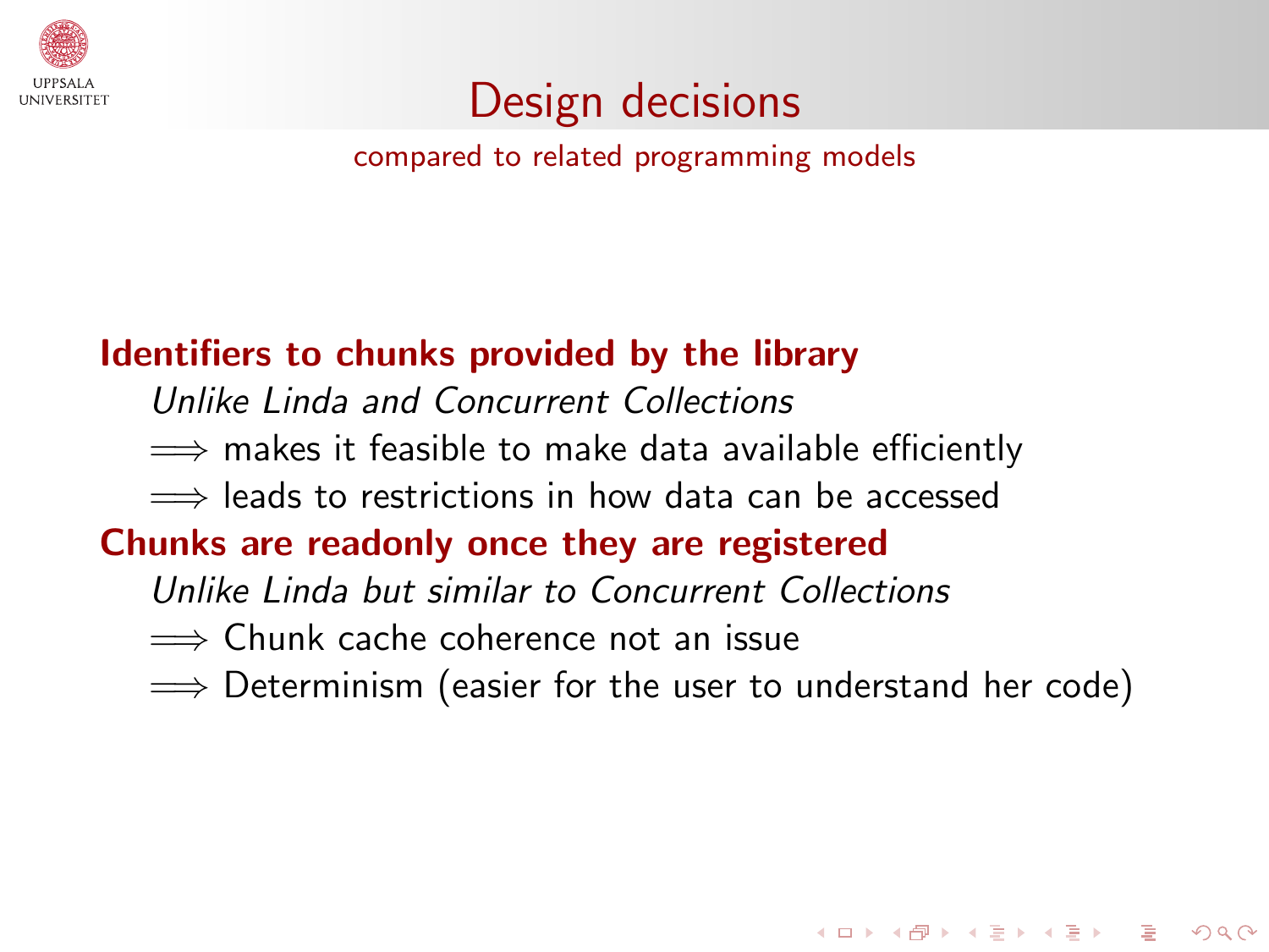# Design decisions

compared to related programming models

**Identifiers to chunks provided by the library**

*Unlike Linda and Concurrent Collections*

$\Longrightarrow$ makes it feasible to make data available efficiently

$\Longrightarrow$ leads to restrictions in how data can be accessed

**Chunks are readonly once they are registered**

*Unlike Linda but similar to Concurrent Collections*

$\Longrightarrow$ Chunk cache coherence not an issue

$\Longrightarrow$ Determinism (easier for the user to understand her code)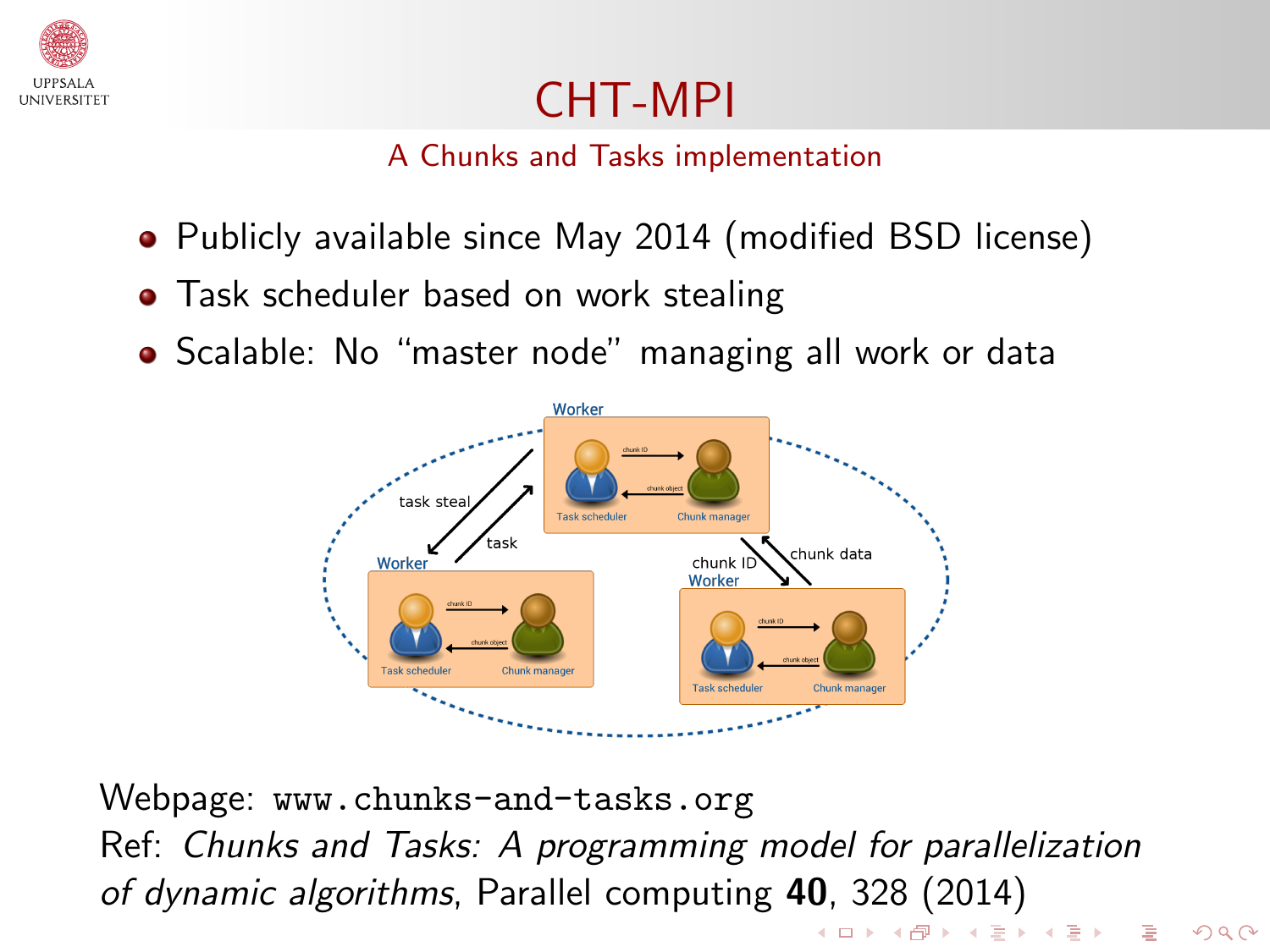# CHT-MPI

## A Chunks and Tasks implementation

- Publicly available since May 2014 (modified BSD license)
- Task scheduler based on work stealing
- Scalable: No "master node" managing all work or data

Webpage: `www.chunks-and-tasks.org`
Ref: *Chunks and Tasks: A programming model for parallelization of dynamic algorithms*, Parallel computing **40**, 328 (2014)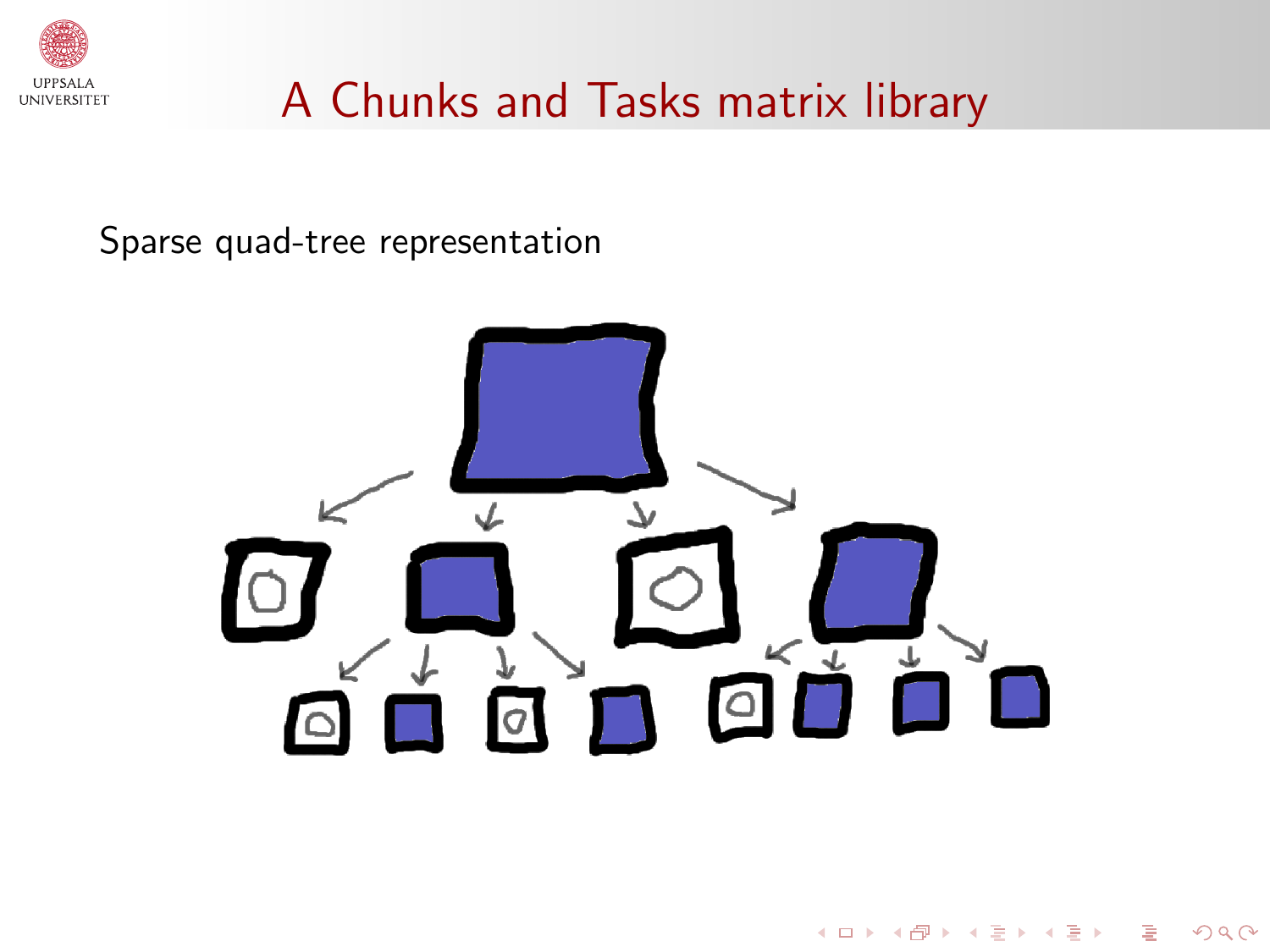# A Chunks and Tasks matrix library

Sparse quad-tree representation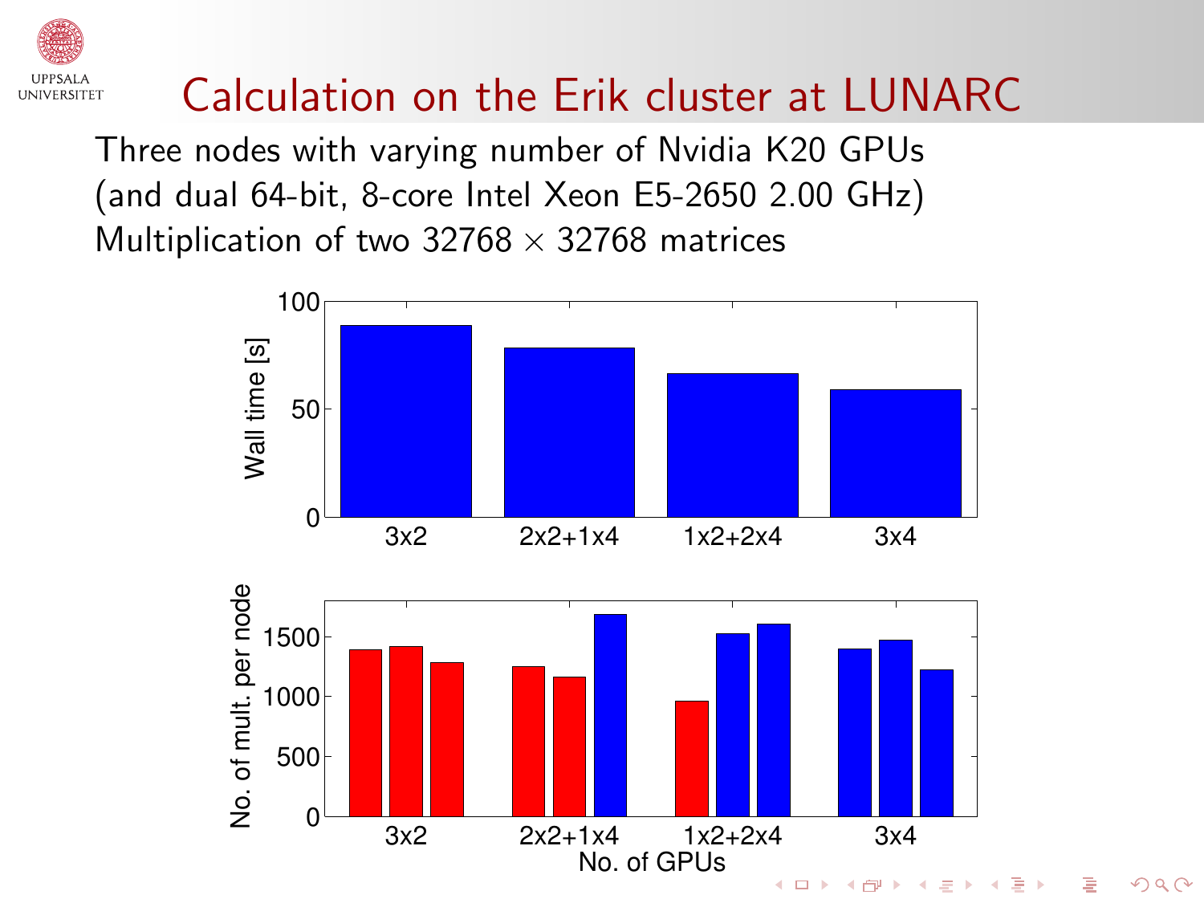# Calculation on the Erik cluster at LUNARC

Three nodes with varying number of Nvidia K20 GPUs (and dual 64-bit, 8-core Intel Xeon E5-2650 2.00 GHz)

Multiplication of two $32768 \times 32768$ matrices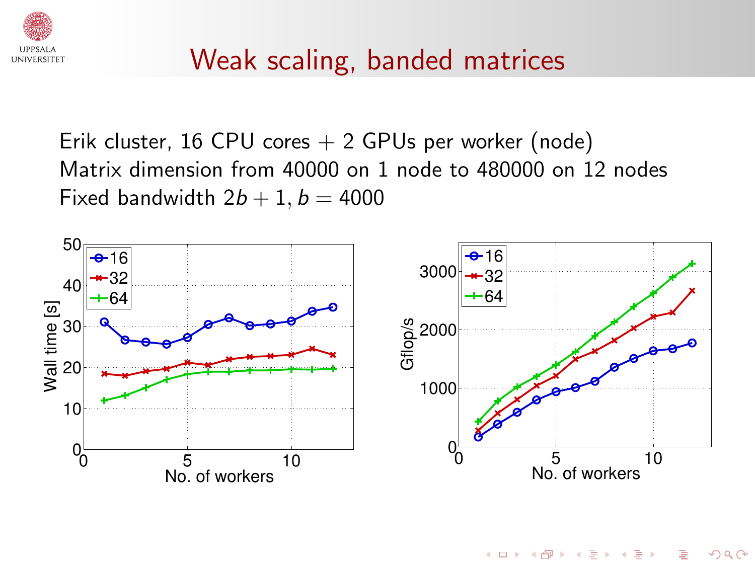# Weak scaling, banded matrices

Erik cluster, 16 CPU cores + 2 GPUs per worker (node)
Matrix dimension from 40000 on 1 node to 480000 on 12 nodes
Fixed bandwidth $2b + 1$, $b = 4000$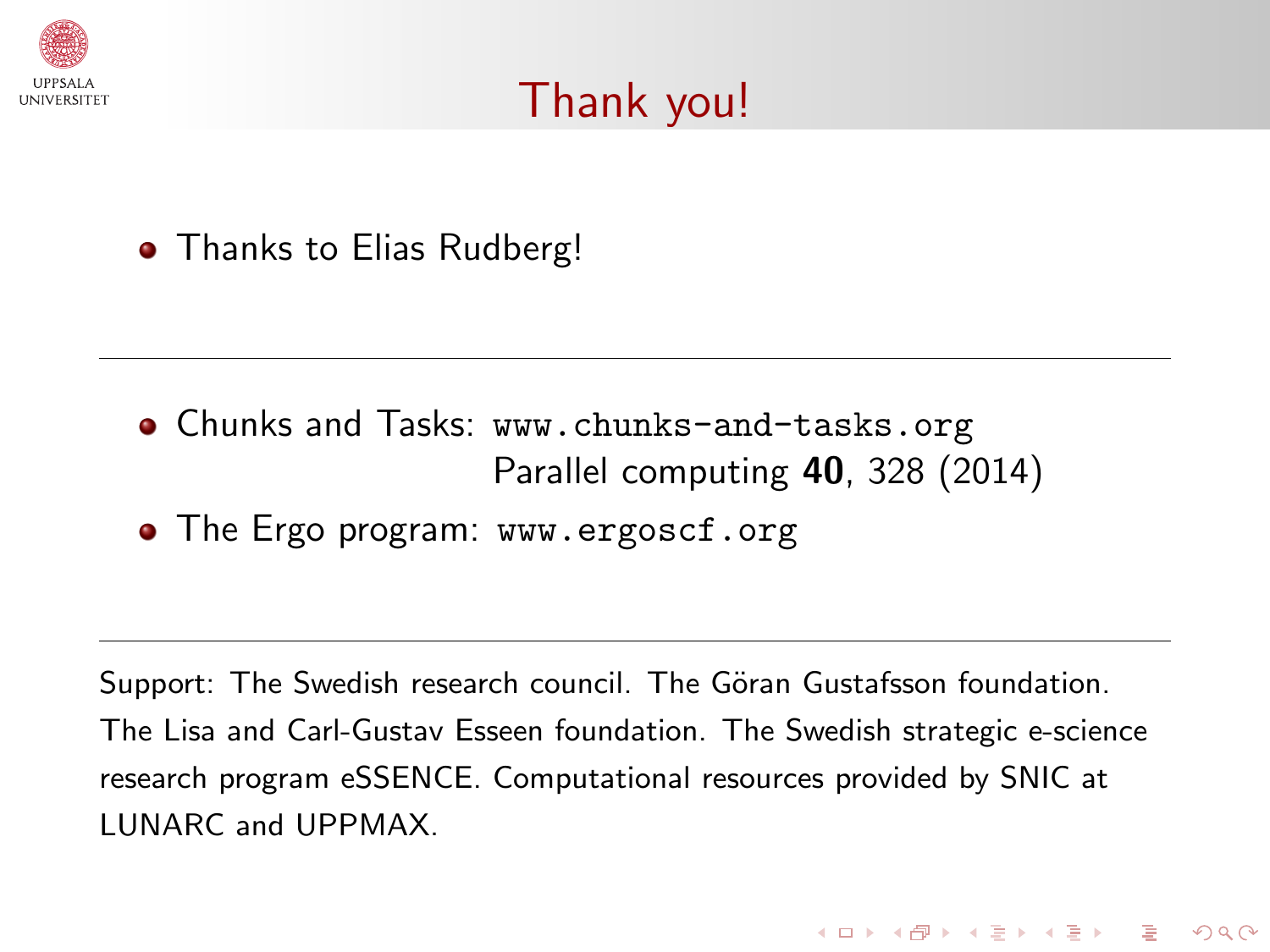# Thank you!

- Thanks to Elias Rudberg!

---

- Chunks and Tasks: www.chunks-and-tasks.org
  Parallel computing **40**, 328 (2014)
- The Ergo program: www.ergoscf.org

---

Support: The Swedish research council. The Göran Gustafsson foundation. The Lisa and Carl-Gustav Esseen foundation. The Swedish strategic e-science research program eSSENCE. Computational resources provided by SNIC at LUNARC and UPPMAX.